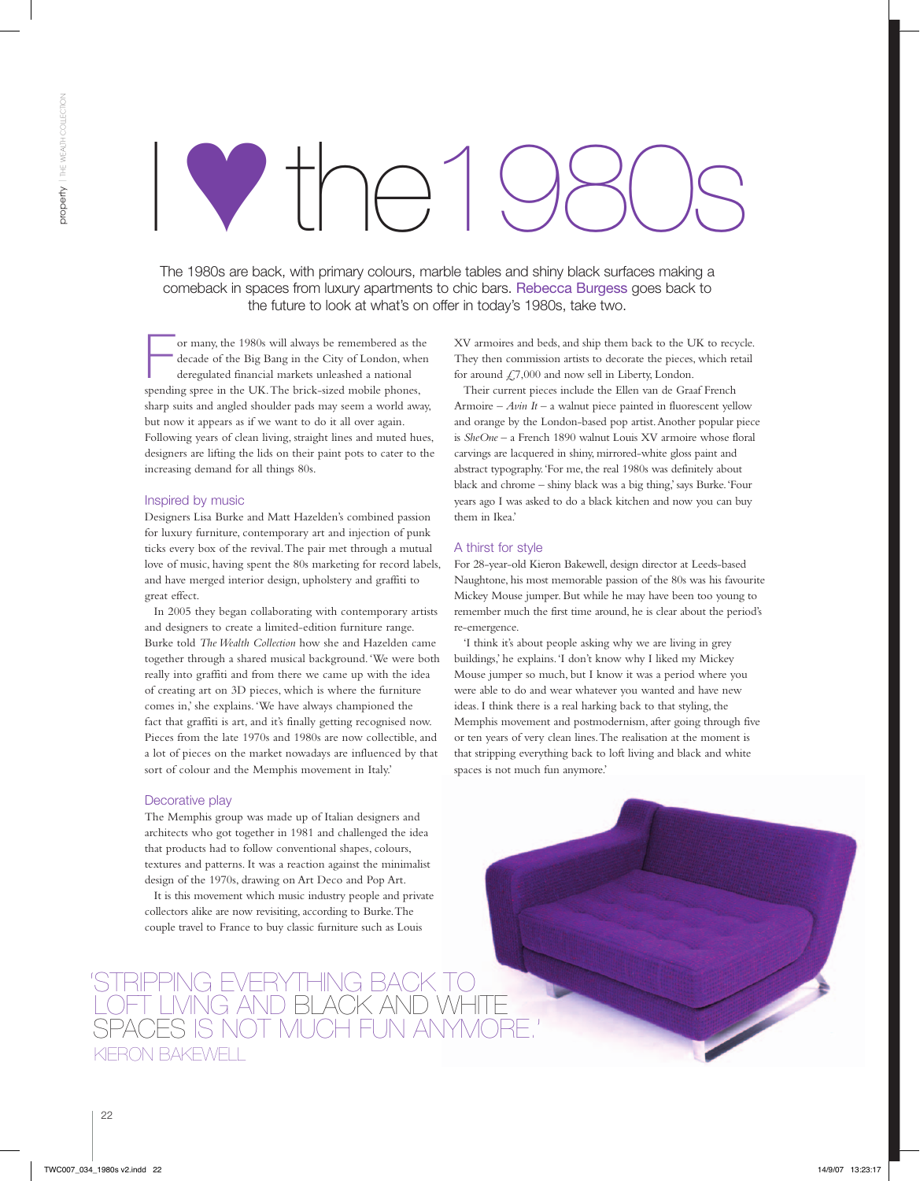# I ♥ the1980s

The 1980s are back, with primary colours, marble tables and shiny black surfaces making a comeback in spaces from luxury apartments to chic bars. Rebecca Burgess goes back to the future to look at what's on offer in today's 1980s, take two.

For many, the 1980s will always be remembered as the decade of the Big Bang in the City of London, when deregulated financial markets unleashed a national spending spree in the UK. The brick-sized mobile phones, sharp suits and angled shoulder pads may seem a world away, but now it appears as if we want to do it all over again. Following years of clean living, straight lines and muted hues, designers are lifting the lids on their paint pots to cater to the increasing demand for all things 80s.

## Inspired by music

Designers Lisa Burke and Matt Hazelden's combined passion for luxury furniture, contemporary art and injection of punk ticks every box of the revival. The pair met through a mutual love of music, having spent the 80s marketing for record labels, and have merged interior design, upholstery and graffiti to great effect.

In 2005 they began collaborating with contemporary artists and designers to create a limited-edition furniture range. Burke told *The Wealth Collection* how she and Hazelden came together through a shared musical background. 'We were both really into graffiti and from there we came up with the idea of creating art on 3D pieces, which is where the furniture comes in,' she explains. 'We have always championed the fact that graffiti is art, and it's finally getting recognised now. Pieces from the late 1970s and 1980s are now collectible, and a lot of pieces on the market nowadays are influenced by that sort of colour and the Memphis movement in Italy.'

## Decorative play

The Memphis group was made up of Italian designers and architects who got together in 1981 and challenged the idea that products had to follow conventional shapes, colours, textures and patterns. It was a reaction against the minimalist design of the 1970s, drawing on Art Deco and Pop Art.

It is this movement which music industry people and private collectors alike are now revisiting, according to Burke. The couple travel to France to buy classic furniture such as Louis XV armoires and beds, and ship them back to the UK to recycle. They then commission artists to decorate the pieces, which retail for around £7,000 and now sell in Liberty, London.

Their current pieces include the Ellen van de Graaf French Armoire – *Avin It* – a walnut piece painted in fluorescent yellow and orange by the London-based pop artist. Another popular piece is *SheOne* – a French 1890 walnut Louis XV armoire whose floral carvings are lacquered in shiny, mirrored-white gloss paint and abstract typography. 'For me, the real 1980s was definitely about black and chrome – shiny black was a big thing,' says Burke. 'Four years ago I was asked to do a black kitchen and now you can buy them in Ikea.'

## A thirst for style

For 28-year-old Kieron Bakewell, design director at Leeds-based Naughtone, his most memorable passion of the 80s was his favourite Mickey Mouse jumper. But while he may have been too young to remember much the first time around, he is clear about the period's re-emergence.

'I think it's about people asking why we are living in grey buildings,' he explains. 'I don't know why I liked my Mickey Mouse jumper so much, but I know it was a period where you were able to do and wear whatever you wanted and have new ideas. I think there is a real harking back to that styling, the Memphis movement and postmodernism, after going through five or ten years of very clean lines. The realisation at the moment is that stripping everything back to loft living and black and white spaces is not much fun anymore.'

> 'STRIPPING EVERYTHING BACK TO LOFT LIVING AND BLACK AND WHITE SPACES IS NOT MUCH FUN ANYMORE.'
> KIERON BAKEWELL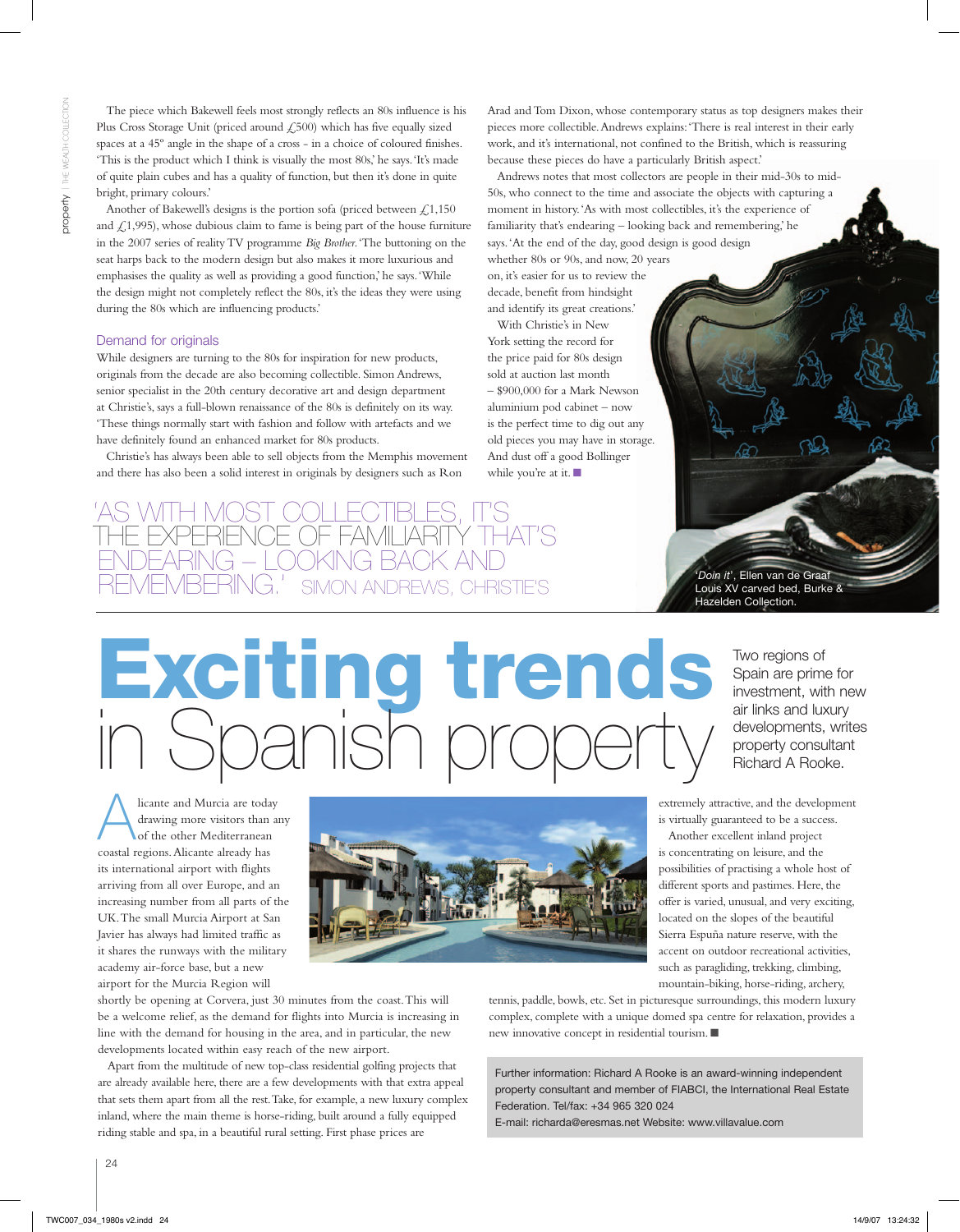The piece which Bakewell feels most strongly reflects an 80s influence is his Plus Cross Storage Unit (priced around £500) which has five equally sized spaces at a 45° angle in the shape of a cross - in a choice of coloured finishes. 'This is the product which I think is visually the most 80s,' he says. 'It's made of quite plain cubes and has a quality of function, but then it's done in quite bright, primary colours.'

Another of Bakewell's designs is the portion sofa (priced between £1,150 and £1,995), whose dubious claim to fame is being part of the house furniture in the 2007 series of reality TV programme *Big Brother*. 'The buttoning on the seat harps back to the modern design but also makes it more luxurious and emphasises the quality as well as providing a good function,' he says. 'While the design might not completely reflect the 80s, it's the ideas they were using during the 80s which are influencing products.'

## Demand for originals

While designers are turning to the 80s for inspiration for new products, originals from the decade are also becoming collectible. Simon Andrews, senior specialist in the 20th century decorative art and design department at Christie's, says a full-blown renaissance of the 80s is definitely on its way. 'These things normally start with fashion and follow with artefacts and we have definitely found an enhanced market for 80s products.

Christie's has always been able to sell objects from the Memphis movement and there has also been a solid interest in originals by designers such as Ron Arad and Tom Dixon, whose contemporary status as top designers makes their pieces more collectible. Andrews explains: 'There is real interest in their early work, and it's international, not confined to the British, which is reassuring because these pieces do have a particularly British aspect.'

Andrews notes that most collectors are people in their mid-30s to mid-50s, who connect to the time and associate the objects with capturing a moment in history. 'As with most collectibles, it's the experience of familiarity that's endearing – looking back and remembering,' he says. 'At the end of the day, good design is good design whether 80s or 90s, and now, 20 years on, it's easier for us to review the decade, benefit from hindsight and identify its great creations.'

With Christie's in New York setting the record for the price paid for 80s design sold at auction last month – $900,000 for a Mark Newson aluminium pod cabinet – now is the perfect time to dig out any old pieces you may have in storage. And dust off a good Bollinger while you're at it. ■

'AS WITH MOST COLLECTIBLES, IT'S THE EXPERIENCE OF FAMILIARITY THAT'S ENDEARING – LOOKING BACK AND REMEMBERING.' SIMON ANDREWS, CHRISTIE'S

*'Doin it'*, Ellen van de Graaf Louis XV carved bed, Burke & Hazelden Collection.

# Exciting trends in Spanish property

Two regions of Spain are prime for investment, with new air links and luxury developments, writes property consultant Richard A Rooke.

Alicante and Murcia are today drawing more visitors than any of the other Mediterranean coastal regions. Alicante already has its international airport with flights arriving from all over Europe, and an increasing number from all parts of the UK. The small Murcia Airport at San Javier has always had limited traffic as it shares the runways with the military academy air-force base, but a new airport for the Murcia Region will shortly be opening at Corvera, just 30 minutes from the coast. This will be a welcome relief, as the demand for flights into Murcia is increasing in line with the demand for housing in the area, and in particular, the new developments located within easy reach of the new airport.

Apart from the multitude of new top-class residential golfing projects that are already available here, there are a few developments with that extra appeal that sets them apart from all the rest. Take, for example, a new luxury complex inland, where the main theme is horse-riding, built around a fully equipped riding stable and spa, in a beautiful rural setting. First phase prices are extremely attractive, and the development is virtually guaranteed to be a success.

Another excellent inland project is concentrating on leisure, and the possibilities of practising a whole host of different sports and pastimes. Here, the offer is varied, unusual, and very exciting, located on the slopes of the beautiful Sierra Espuña nature reserve, with the accent on outdoor recreational activities, such as paragliding, trekking, climbing, mountain-biking, horse-riding, archery, tennis, paddle, bowls, etc. Set in picturesque surroundings, this modern luxury complex, complete with a unique domed spa centre for relaxation, provides a new innovative concept in residential tourism. ■

Further information: Richard A Rooke is an award-winning independent property consultant and member of FIABCI, the International Real Estate Federation. Tel/fax: +34 965 320 024
E-mail: richarda@eresmas.net Website: www.villavalue.com